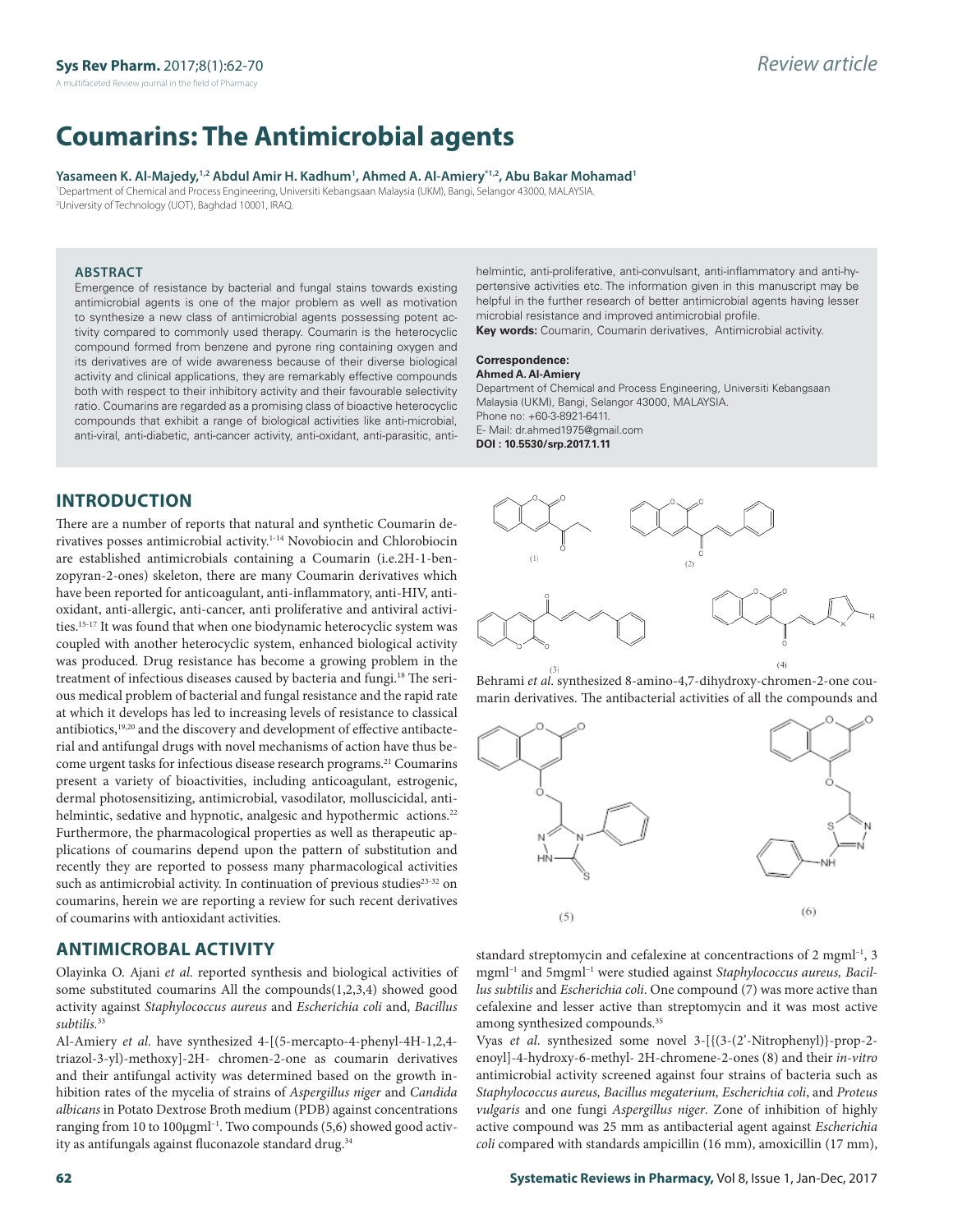Review article

# Coumarins: The Antimicrobial agents

**Yasameen K. Al-Majedy,[1,2] Abdul Amir H. Kadhum[1], Ahmed A. Al-Amiery*[1,2], Abu Bakar Mohamad[1]**

[1]Department of Chemical and Process Engineering, Universiti Kebangsaan Malaysia (UKM), Bangi, Selangor 43000, MALAYSIA.
[2]University of Technology (UOT), Baghdad 10001, IRAQ.

### ABSTRACT

Emergence of resistance by bacterial and fungal stains towards existing antimicrobial agents is one of the major problem as well as motivation to synthesize a new class of antimicrobial agents possessing potent activity compared to commonly used therapy. Coumarin is the heterocyclic compound formed from benzene and pyrone ring containing oxygen and its derivatives are of wide awareness because of their diverse biological activity and clinical applications, they are remarkably effective compounds both with respect to their inhibitory activity and their favourable selectivity ratio. Coumarins are regarded as a promising class of bioactive heterocyclic compounds that exhibit a range of biological activities like anti-microbial, anti-viral, anti-diabetic, anti-cancer activity, anti-oxidant, anti-parasitic, anti-helmintic, anti-proliferative, anti-convulsant, anti-inflammatory and anti-hypertensive activities etc. The information given in this manuscript may be helpful in the further research of better antimicrobial agents having lesser microbial resistance and improved antimicrobial profile.

**Key words:** Coumarin, Coumarin derivatives, Antimicrobial activity.

**Correspondence:**
**Ahmed A. Al-Amiery**
Department of Chemical and Process Engineering, Universiti Kebangsaan Malaysia (UKM), Bangi, Selangor 43000, MALAYSIA.
Phone no: +60-3-8921-6411.
E- Mail: dr.ahmed1975@gmail.com
**DOI : 10.5530/srp.2017.1.11**

## INTRODUCTION

There are a number of reports that natural and synthetic Coumarin derivatives posses antimicrobial activity.[1-14] Novobiocin and Chlorobiocin are established antimicrobials containing a Coumarin (i.e.2H-1-benzopyran-2-ones) skeleton, there are many Coumarin derivatives which have been reported for anticoagulant, anti-inflammatory, anti-HIV, antioxidant, anti-allergic, anti-cancer, anti proliferative and antiviral activities.[15-17] It was found that when one biodynamic heterocyclic system was coupled with another heterocyclic system, enhanced biological activity was produced. Drug resistance has become a growing problem in the treatment of infectious diseases caused by bacteria and fungi.[18] The serious medical problem of bacterial and fungal resistance and the rapid rate at which it develops has led to increasing levels of resistance to classical antibiotics,[19,20] and the discovery and development of effective antibacterial and antifungal drugs with novel mechanisms of action have thus become urgent tasks for infectious disease research programs.[21] Coumarins present a variety of bioactivities, including anticoagulant, estrogenic, dermal photosensitizing, antimicrobial, vasodilator, molluscicidal, antihelmintic, sedative and hypnotic, analgesic and hypothermic actions.[22] Furthermore, the pharmacological properties as well as therapeutic applications of coumarins depend upon the pattern of substitution and recently they are reported to possess many pharmacological activities such as antimicrobial activity. In continuation of previous studies[23-32] on coumarins, herein we are reporting a review for such recent derivatives of coumarins with antioxidant activities.

## ANTIMICROBAL ACTIVITY

Olayinka O. Ajani *et al*. reported synthesis and biological activities of some substituted coumarins All the compounds(1,2,3,4) showed good activity against *Staphylococcus aureus* and *Escherichia coli* and, *Bacillus subtilis.*[33]

Al-Amiery *et al*. have synthesized 4-[(5-mercapto-4-phenyl-4H-1,2,4-triazol-3-yl)-methoxy]-2H- chromen-2-one as coumarin derivatives and their antifungal activity was determined based on the growth inhibition rates of the mycelia of strains of *Aspergillus niger* and *Candida albicans* in Potato Dextrose Broth medium (PDB) against concentrations ranging from 10 to 100μgml[−1]. Two compounds (5,6) showed good activity as antifungals against fluconazole standard drug.[34]

(1) (2) (3) (4)

Behrami *et al*. synthesized 8-amino-4,7-dihydroxy-chromen-2-one coumarin derivatives. The antibacterial activities of all the compounds and standard streptomycin and cefalexine at concentractions of 2 mgml[−1], 3 mgml[−1] and 5mgml[−1] were studied against *Staphylococcus aureus, Bacillus subtilis* and *Escherichia coli*. One compound (7) was more active than cefalexine and lesser active than streptomycin and it was most active among synthesized compounds.[35]

(5) (6)

Vyas *et al*. synthesized some novel 3-[{(3-(2'-Nitrophenyl)}-prop-2-enoyl]-4-hydroxy-6-methyl- 2H-chromene-2-ones (8) and their *in-vitro* antimicrobial activity screened against four strains of bacteria such as *Staphylococcus aureus, Bacillus megaterium, Escherichia coli*, and *Proteus vulgaris* and one fungi *Aspergillus niger*. Zone of inhibition of highly active compound was 25 mm as antibacterial agent against *Escherichia coli* compared with standards ampicillin (16 mm), amoxicillin (17 mm),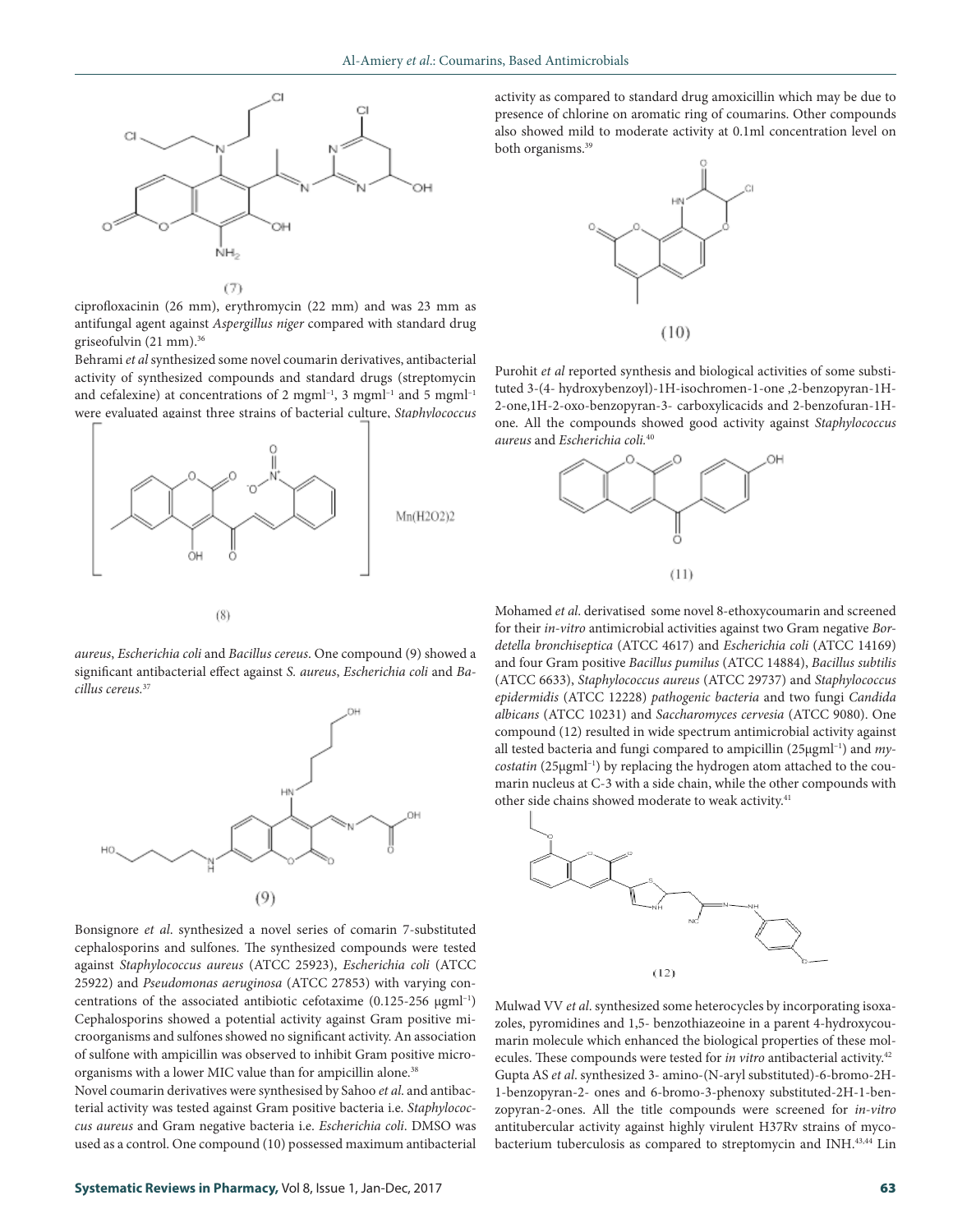(7)

ciprofloxacinin (26 mm), erythromycin (22 mm) and was 23 mm as antifungal agent against *Aspergillus niger* compared with standard drug griseofulvin (21 mm).[36]

Behrami *et al* synthesized some novel coumarin derivatives, antibacterial activity of synthesized compounds and standard drugs (streptomycin and cefalexine) at concentrations of 2 mgml$^{-1}$, 3 mgml$^{-1}$ and 5 mgml$^{-1}$ were evaluated against three strains of bacterial culture, *Staphylococcus aureus*, *Escherichia coli* and *Bacillus cereus*. One compound (9) showed a significant antibacterial effect against *S. aureus*, *Escherichia coli* and *Bacillus cereus.*[37]

(8)

(9)

Bonsignore *et al*. synthesized a novel series of comarin 7-substituted cephalosporins and sulfones. The synthesized compounds were tested against *Staphylococcus aureus* (ATCC 25923), *Escherichia coli* (ATCC 25922) and *Pseudomonas aeruginosa* (ATCC 27853) with varying concentrations of the associated antibiotic cefotaxime (0.125-256 μgml$^{-1}$) Cephalosporins showed a potential activity against Gram positive microorganisms and sulfones showed no significant activity. An association of sulfone with ampicillin was observed to inhibit Gram positive microorganisms with a lower MIC value than for ampicillin alone.[38]

Novel coumarin derivatives were synthesised by Sahoo *et al*. and antibacterial activity was tested against Gram positive bacteria i.e. *Staphylococcus aureus* and Gram negative bacteria i.e. *Escherichia coli*. DMSO was used as a control. One compound (10) possessed maximum antibacterial activity as compared to standard drug amoxicillin which may be due to presence of chlorine on aromatic ring of coumarins. Other compounds also showed mild to moderate activity at 0.1ml concentration level on both organisms.[39]

(10)

Purohit *et al* reported synthesis and biological activities of some substituted 3-(4- hydroxybenzoyl)-1H-isochromen-1-one ,2-benzopyran-1H-2-one,1H-2-oxo-benzopyran-3- carboxylicacids and 2-benzofuran-1H-one. All the compounds showed good activity against *Staphylococcus aureus* and *Escherichia coli.*[40]

(11)

Mohamed *et al*. derivatised some novel 8-ethoxycoumarin and screened for their *in-vitro* antimicrobial activities against two Gram negative *Bordetella bronchiseptica* (ATCC 4617) and *Escherichia coli* (ATCC 14169) and four Gram positive *Bacillus pumilus* (ATCC 14884), *Bacillus subtilis* (ATCC 6633), *Staphylococcus aureus* (ATCC 29737) and *Staphylococcus epidermidis* (ATCC 12228) *pathogenic bacteria* and two fungi *Candida albicans* (ATCC 10231) and *Saccharomyces cervesia* (ATCC 9080). One compound (12) resulted in wide spectrum antimicrobial activity against all tested bacteria and fungi compared to ampicillin (25μgml$^{-1}$) and *mycostatin* (25μgml$^{-1}$) by replacing the hydrogen atom attached to the coumarin nucleus at C-3 with a side chain, while the other compounds with other side chains showed moderate to weak activity.[41]

(12)

Mulwad VV *et al*. synthesized some heterocycles by incorporating isoxazoles, pyromidines and 1,5- benzothiazeoine in a parent 4-hydroxycoumarin molecule which enhanced the biological properties of these molecules. These compounds were tested for *in vitro* antibacterial activity.[42]

Gupta AS *et al*. synthesized 3- amino-(N-aryl substituted)-6-bromo-2H-1-benzopyran-2- ones and 6-bromo-3-phenoxy substituted-2H-1-benzopyran-2-ones. All the title compounds were screened for *in-vitro* antitubercular activity against highly virulent H37Rv strains of mycobacterium tuberculosis as compared to streptomycin and INH.[43,44] Lin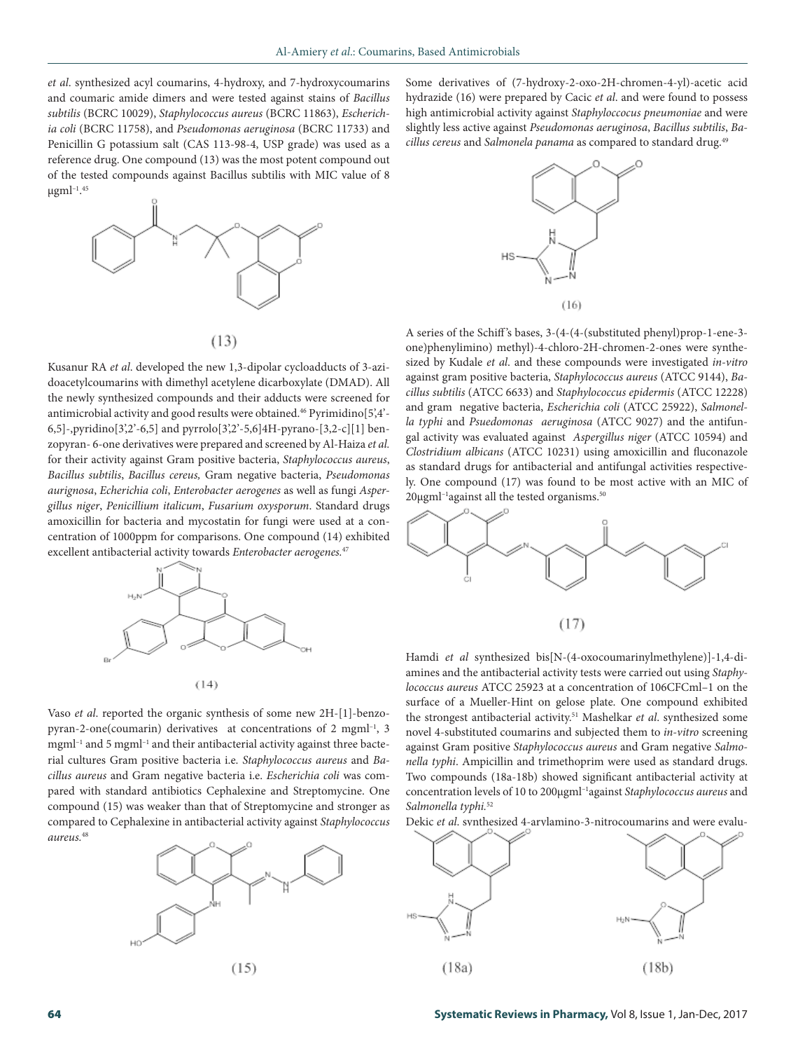*et al.* synthesized acyl coumarins, 4-hydroxy, and 7-hydroxycoumarins and coumaric amide dimers and were tested against stains of *Bacillus subtilis* (BCRC 10029), *Staphylococcus aureus* (BCRC 11863), *Escherichia coli* (BCRC 11758), and *Pseudomonas aeruginosa* (BCRC 11733) and Penicillin G potassium salt (CAS 113-98-4, USP grade) was used as a reference drug. One compound (13) was the most potent compound out of the tested compounds against Bacillus subtilis with MIC value of 8 $\mu g ml^{-1}$.[45]

(13)

Kusanur RA *et al.* developed the new 1,3-dipolar cycloadducts of 3-azidoacetylcoumarins with dimethyl acetylene dicarboxylate (DMAD). All the newly synthesized compounds and their adducts were screened for antimicrobial activity and good results were obtained.[46] Pyrimidino[5',4'-6,5]-,pyridino[3',2'-5,6] and pyrrolo[3',2'-5,6]4H-pyrano-[3,2-c][1] benzopyran- 6-one derivatives were prepared and screened by Al-Haiza *et al.* for their activity against Gram positive bacteria, *Staphylococcus aureus*, *Bacillus subtilis*, *Bacillus cereus,* Gram negative bacteria, *Pseudomonas aurignosa*, *Echerichia coli*, *Enterobacter aerogenes* as well as fungi *Aspergillus niger*, *Penicillium italicum*, *Fusarium oxysporum*. Standard drugs amoxicillin for bacteria and mycostatin for fungi were used at a concentration of 1000ppm for comparisons. One compound (14) exhibited excellent antibacterial activity towards *Enterobacter aerogenes.*[47]

(14)

Vaso *et al.* reported the organic synthesis of some new 2H-[1]-benzopyran-2-one(coumarin) derivatives at concentrations of 2 $mg ml^{-1}$, 3 $mg ml^{-1}$ and 5 $mg ml^{-1}$ and their antibacterial activity against three bacterial cultures Gram positive bacteria i.e. *Staphylococcus aureus* and *Bacillus aureus* and Gram negative bacteria i.e. *Escherichia coli* was compared with standard antibiotics Cephalexine and Streptomycine. One compound (15) was weaker than that of Streptomycine and stronger as compared to Cephalexine in antibacterial activity against *Staphylococcus aureus.*[48]

(15)

Some derivatives of (7-hydroxy-2-oxo-2H-chromen-4-yl)-acetic acid hydrazide (16) were prepared by Cacic *et al.* and were found to possess high antimicrobial activity against *Staphyloccocus pneumoniae* and were slightly less active against *Pseudomonas aeruginosa*, *Bacillus subtilis*, *Bacillus cereus* and *Salmonela panama* as compared to standard drug.[49]

(16)

A series of the Schiff's bases, 3-(4-(4-(substituted phenyl)prop-1-ene-3-one)phenylimino) methyl)-4-chloro-2H-chromen-2-ones were synthesized by Kudale *et al.* and these compounds were investigated *in-vitro* against gram positive bacteria, *Staphylococcus aureus* (ATCC 9144), *Bacillus subtilis* (ATCC 6633) and *Staphylococcus epidermis* (ATCC 12228) and gram negative bacteria, *Escherichia coli* (ATCC 25922), *Salmonella typhi* and *Psuedomonas aeruginosa* (ATCC 9027) and the antifungal activity was evaluated against *Aspergillus niger* (ATCC 10594) and *Clostridium albicans* (ATCC 10231) using amoxicillin and fluconazole as standard drugs for antibacterial and antifungal activities respectively. One compound (17) was found to be most active with an MIC of 20$\mu g ml^{-1}$against all the tested organisms.[50]

(17)

Hamdi *et al* synthesized bis[N-(4-oxocoumarinylmethylene)]-1,4-diamines and the antibacterial activity tests were carried out using *Staphylococcus aureus* ATCC 25923 at a concentration of 106CFCml–1 on the surface of a Mueller-Hint on gelose plate. One compound exhibited the strongest antibacterial activity.[51] Mashelkar *et al.* synthesized some novel 4-substituted coumarins and subjected them to *in-vitro* screening against Gram positive *Staphylococcus aureus* and Gram negative *Salmonella typhi*. Ampicillin and trimethoprim were used as standard drugs. Two compounds (18a-18b) showed significant antibacterial activity at concentration levels of 10 to 200$\mu g ml^{-1}$against *Staphylococcus aureus* and *Salmonella typhi.*[52]

Dekic *et al.* synthesized 4-arylamino-3-nitrocoumarins and were evalu-

(18a) (18b)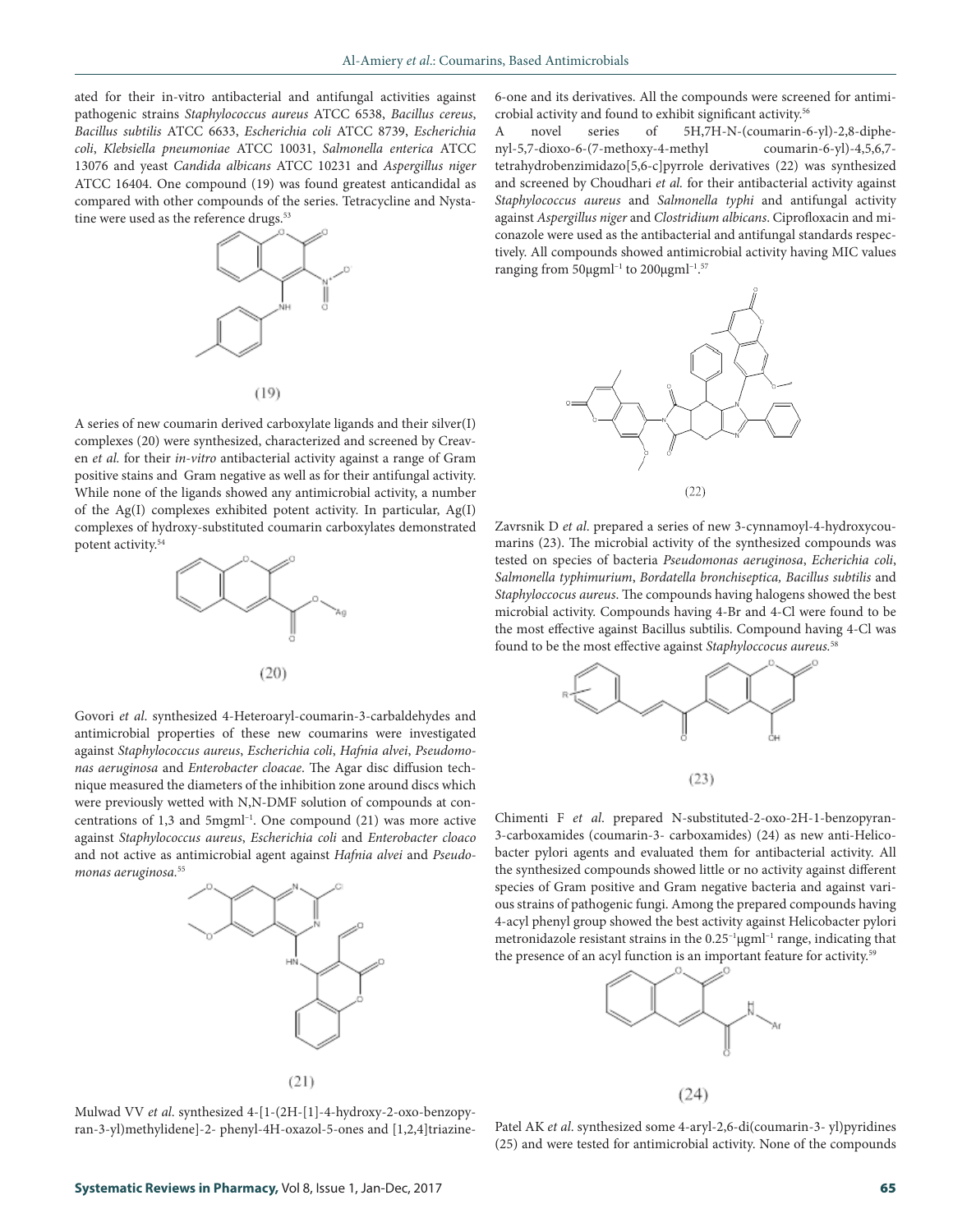ated for their in-vitro antibacterial and antifungal activities against pathogenic strains *Staphylococcus aureus* ATCC 6538, *Bacillus cereus*, *Bacillus subtilis* ATCC 6633, *Escherichia coli* ATCC 8739, *Escherichia coli*, *Klebsiella pneumoniae* ATCC 10031, *Salmonella enterica* ATCC 13076 and yeast *Candida albicans* ATCC 10231 and *Aspergillus niger* ATCC 16404. One compound (19) was found greatest anticandidal as compared with other compounds of the series. Tetracycline and Nystatine were used as the reference drugs.[53]

(19)

A series of new coumarin derived carboxylate ligands and their silver(I) complexes (20) were synthesized, characterized and screened by Creaven *et al.* for their *in-vitro* antibacterial activity against a range of Gram positive stains and Gram negative as well as for their antifungal activity. While none of the ligands showed any antimicrobial activity, a number of the Ag(I) complexes exhibited potent activity. In particular, Ag(I) complexes of hydroxy-substituted coumarin carboxylates demonstrated potent activity.[54]

(20)

Govori *et al.* synthesized 4-Heteroaryl-coumarin-3-carbaldehydes and antimicrobial properties of these new coumarins were investigated against *Staphylococcus aureus*, *Escherichia coli*, *Hafnia alvei*, *Pseudomonas aeruginosa* and *Enterobacter cloacae*. The Agar disc diffusion technique measured the diameters of the inhibition zone around discs which were previously wetted with N,N-DMF solution of compounds at concentrations of 1,3 and 5mgml$^{-1}$. One compound (21) was more active against *Staphylococcus aureus*, *Escherichia coli* and *Enterobacter cloaco* and not active as antimicrobial agent against *Hafnia alvei* and *Pseudomonas aeruginosa*.[55]

(21)

Mulwad VV *et al.* synthesized 4-[1-(2H-[1]-4-hydroxy-2-oxo-benzopyran-3-yl)methylidene]-2- phenyl-4H-oxazol-5-ones and [1,2,4]triazine-6-one and its derivatives. All the compounds were screened for antimicrobial activity and found to exhibit significant activity.[56]

A novel series of 5H,7H-N-(coumarin-6-yl)-2,8-diphenyl-5,7-dioxo-6-(7-methoxy-4-methyl coumarin-6-yl)-4,5,6,7-tetrahydrobenzimidazo[5,6-c]pyrrole derivatives (22) was synthesized and screened by Choudhari *et al.* for their antibacterial activity against *Staphylococcus aureus* and *Salmonella typhi* and antifungal activity against *Aspergillus niger* and *Clostridium albicans*. Ciprofloxacin and miconazole were used as the antibacterial and antifungal standards respectively. All compounds showed antimicrobial activity having MIC values ranging from 50μgml$^{-1}$ to 200μgml$^{-1}$.[57]

(22)

Zavrsnik D *et al.* prepared a series of new 3-cynnamoyl-4-hydroxycoumarins (23). The microbial activity of the synthesized compounds was tested on species of bacteria *Pseudomonas aeruginosa*, *Echerichia coli*, *Salmonella typhimurium*, *Bordatella bronchiseptica, Bacillus subtilis* and *Staphyloccocus aureus*. The compounds having halogens showed the best microbial activity. Compounds having 4-Br and 4-Cl were found to be the most effective against Bacillus subtilis. Compound having 4-Cl was found to be the most effective against *Staphyloccocus aureus*.[58]

(23)

Chimenti F *et al.* prepared N-substituted-2-oxo-2H-1-benzopyran-3-carboxamides (coumarin-3- carboxamides) (24) as new anti-Helicobacter pylori agents and evaluated them for antibacterial activity. All the synthesized compounds showed little or no activity against different species of Gram positive and Gram negative bacteria and against various strains of pathogenic fungi. Among the prepared compounds having 4-acyl phenyl group showed the best activity against Helicobacter pylori metronidazole resistant strains in the 0.25$^{-1}$μgml$^{-1}$ range, indicating that the presence of an acyl function is an important feature for activity.[59]

(24)

Patel AK *et al.* synthesized some 4-aryl-2,6-di(coumarin-3- yl)pyridines (25) and were tested for antimicrobial activity. None of the compounds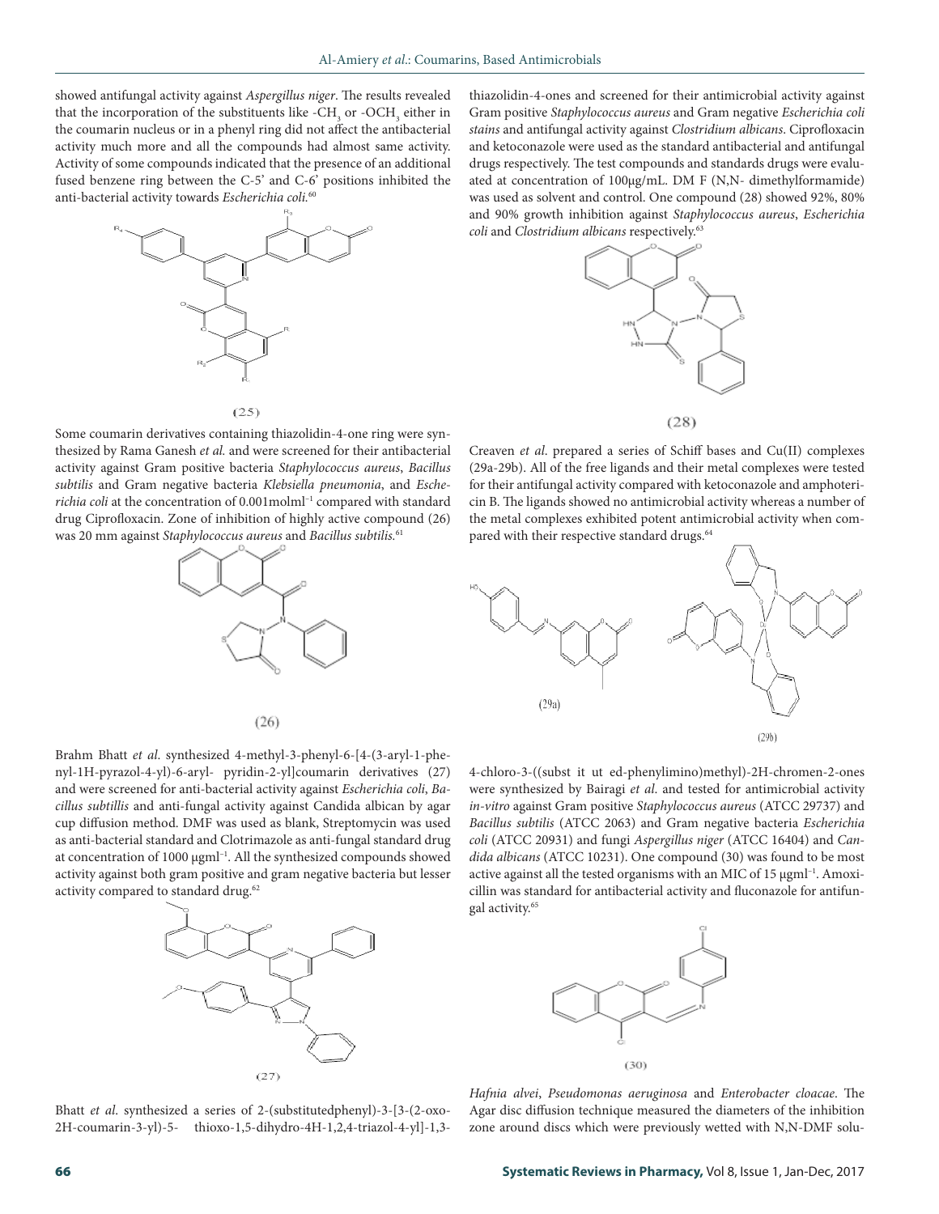showed antifungal activity against *Aspergillus niger*. The results revealed that the incorporation of the substituents like -$CH_3$ or -$OCH_3$ either in the coumarin nucleus or in a phenyl ring did not affect the antibacterial activity much more and all the compounds had almost same activity. Activity of some compounds indicated that the presence of an additional fused benzene ring between the C-5' and C-6' positions inhibited the anti-bacterial activity towards *Escherichia coli*.[60]

(25)

Some coumarin derivatives containing thiazolidin-4-one ring were synthesized by Rama Ganesh *et al.* and were screened for their antibacterial activity against Gram positive bacteria *Staphylococcus aureus*, *Bacillus subtilis* and Gram negative bacteria *Klebsiella pneumonia*, and *Escherichia coli* at the concentration of 0.001molml$^{-1}$ compared with standard drug Ciprofloxacin. Zone of inhibition of highly active compound (26) was 20 mm against *Staphylococcus aureus* and *Bacillus subtilis.*[61]

(26)

Brahm Bhatt *et al.* synthesized 4-methyl-3-phenyl-6-[4-(3-aryl-1-phenyl-1H-pyrazol-4-yl)-6-aryl- pyridin-2-yl]coumarin derivatives (27) and were screened for anti-bacterial activity against *Escherichia coli*, *Bacillus subtillis* and anti-fungal activity against Candida albican by agar cup diffusion method. DMF was used as blank, Streptomycin was used as anti-bacterial standard and Clotrimazole as anti-fungal standard drug at concentration of 1000 μgml$^{-1}$. All the synthesized compounds showed activity against both gram positive and gram negative bacteria but lesser activity compared to standard drug.[62]

(27)

Bhatt *et al*. synthesized a series of 2-(substitutedphenyl)-3-[3-(2-oxo-2H-coumarin-3-yl)-5- thioxo-1,5-dihydro-4H-1,2,4-triazol-4-yl]-1,3-thiazolidin-4-ones and screened for their antimicrobial activity against Gram positive *Staphylococcus aureus* and Gram negative *Escherichia coli stains* and antifungal activity against *Clostridium albicans*. Ciprofloxacin and ketoconazole were used as the standard antibacterial and antifungal drugs respectively. The test compounds and standards drugs were evaluated at concentration of 100μg/mL. DM F (N,N- dimethylformamide) was used as solvent and control. One compound (28) showed 92%, 80% and 90% growth inhibition against *Staphylococcus aureus*, *Escherichia coli* and *Clostridium albicans* respectively.[63]

(28)

Creaven *et al*. prepared a series of Schiff bases and Cu(II) complexes (29a-29b). All of the free ligands and their metal complexes were tested for their antifungal activity compared with ketoconazole and amphotericin B. The ligands showed no antimicrobial activity whereas a number of the metal complexes exhibited potent antimicrobial activity when compared with their respective standard drugs.[64]

(29a) (29b)

4-chloro-3-((subst it ut ed-phenylimino)methyl)-2H-chromen-2-ones were synthesized by Bairagi *et al*. and tested for antimicrobial activity *in-vitro* against Gram positive *Staphylococcus aureus* (ATCC 29737) and *Bacillus subtilis* (ATCC 2063) and Gram negative bacteria *Escherichia coli* (ATCC 20931) and fungi *Aspergillus niger* (ATCC 16404) and *Candida albicans* (ATCC 10231). One compound (30) was found to be most active against all the tested organisms with an MIC of 15 μgml$^{-1}$. Amoxicillin was standard for antibacterial activity and fluconazole for antifungal activity.[65]

(30)

*Hafnia alvei*, *Pseudomonas aeruginosa* and *Enterobacter cloacae*. The Agar disc diffusion technique measured the diameters of the inhibition zone around discs which were previously wetted with N,N-DMF solu-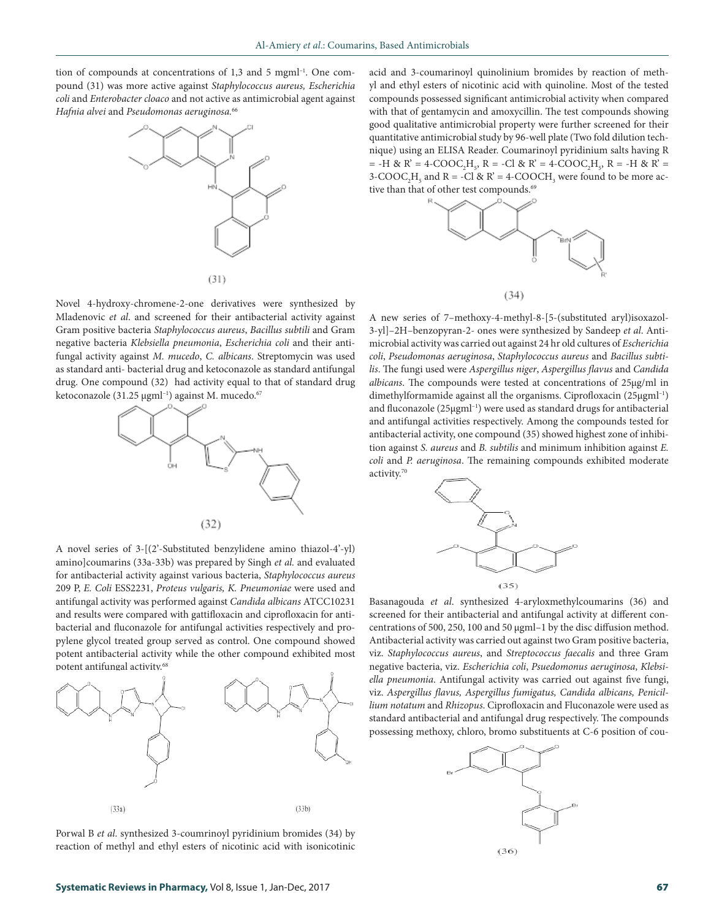tion of compounds at concentrations of 1,3 and 5 $mgml^{-1}$. One compound (31) was more active against *Staphylococcus aureus, Escherichia coli* and *Enterobacter cloaco* and not active as antimicrobial agent against *Hafnia alvei* and *Pseudomonas aeruginosa.*[66]

(31)

Novel 4-hydroxy-chromene-2-one derivatives were synthesized by Mladenovic *et al*. and screened for their antibacterial activity against Gram positive bacteria *Staphylococcus aureus*, *Bacillus subtili* and Gram negative bacteria *Klebsiella pneumonia*, *Escherichia coli* and their antifungal activity against *M. mucedo*, *C. albicans*. Streptomycin was used as standard anti- bacterial drug and ketoconazole as standard antifungal drug. One compound (32) had activity equal to that of standard drug ketoconazole (31.25 $\mu gml^{-1}$) against M. mucedo.[67]

(32)

A novel series of 3-[(2'-Substituted benzylidene amino thiazol-4'-yl) amino]coumarins (33a-33b) was prepared by Singh *et al.* and evaluated for antibacterial activity against various bacteria, *Staphylococcus aureus* 209 P, *E. Coli* ESS2231, *Proteus vulgaris, K. Pneumoniae* were used and antifungal activity was performed against *Candida albicans* ATCC10231 and results were compared with gattifloxacin and ciprofloxacin for antibacterial and fluconazole for antifungal activities respectively and propylene glycol treated group served as control. One compound showed potent antibacterial activity while the other compound exhibited most potent antifungal activity.[68]

(33a) (33b)

Porwal B *et al.* synthesized 3-coumrinoyl pyridinium bromides (34) by reaction of methyl and ethyl esters of nicotinic acid with isonicotinic acid and 3-coumarinoyl quinolinium bromides by reaction of methyl and ethyl esters of nicotinic acid with quinoline. Most of the tested compounds possessed significant antimicrobial activity when compared with that of gentamycin and amoxycillin. The test compounds showing good qualitative antimicrobial property were further screened for their quantitative antimicrobial study by 96-well plate (Two fold dilution technique) using an ELISA Reader. Coumarinoyl pyridinium salts having R = -H & R' = 4-$COOC_2H_5$, R = -Cl & R' = 4-$COOC_2H_5$, R = -H & R' = 3-$COOC_2H_5$ and R = -Cl & R' = 4-$COOCH_3$ were found to be more active than that of other test compounds.[69]

(34)

A new series of 7–methoxy-4-methyl-8-[5-(substituted aryl)isoxazol-3-yl]–2H–benzopyran-2- ones were synthesized by Sandeep *et al*. Antimicrobial activity was carried out against 24 hr old cultures of *Escherichia coli*, *Pseudomonas aeruginosa*, *Staphylococcus aureus* and *Bacillus subtilis*. The fungi used were *Aspergillus niger*, *Aspergillus flavus* and *Candida albicans*. The compounds were tested at concentrations of 25μg/ml in dimethylformamide against all the organisms. Ciprofloxacin (25$\mu gml^{-1}$) and fluconazole (25$\mu gml^{-1}$) were used as standard drugs for antibacterial and antifungal activities respectively. Among the compounds tested for antibacterial activity, one compound (35) showed highest zone of inhibition against *S. aureus* and *B. subtilis* and minimum inhibition against *E. coli* and *P. aeruginosa*. The remaining compounds exhibited moderate activity.[70]

(35)

Basanagouda *et al*. synthesized 4-aryloxmethylcoumarins (36) and screened for their antibacterial and antifungal activity at different concentrations of 500, 250, 100 and 50 μgml–1 by the disc diffusion method. Antibacterial activity was carried out against two Gram positive bacteria, viz. *Staphylococcus aureus*, and *Streptococcus faecalis* and three Gram negative bacteria, viz. *Escherichia coli*, *Psuedomonus aeruginosa*, *Klebsiella pneumonia*. Antifungal activity was carried out against five fungi, viz. *Aspergillus flavus, Aspergillus fumigatus, Candida albicans, Penicillium notatum* and *Rhizopus*. Ciprofloxacin and Fluconazole were used as standard antibacterial and antifungal drug respectively. The compounds possessing methoxy, chloro, bromo substituents at C-6 position of cou-

(36)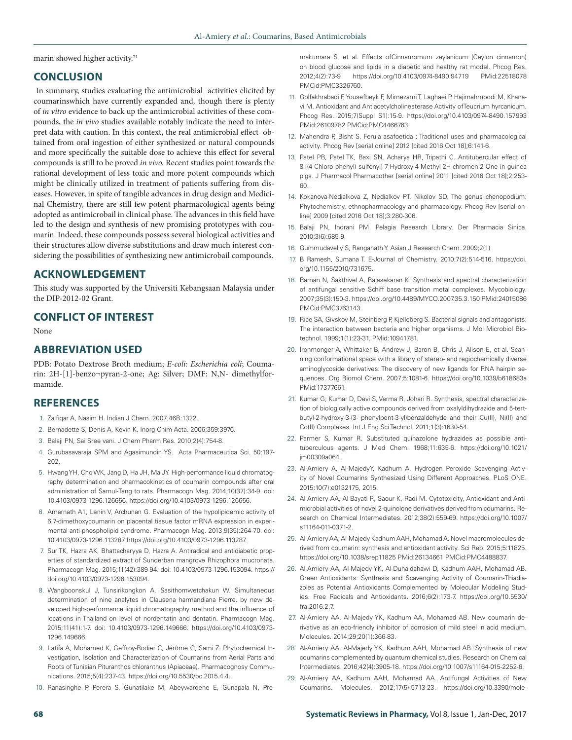marin showed higher activity.[71]

## CONCLUSION

In summary, studies evaluating the antimicrobial activities elicited by coumarinswhich have currently expanded and, though there is plenty of *in vitro* evidence to back up the antimicrobial activities of these compounds, the *in vivo* studies available notably indicate the need to interpret data with caution. In this context, the real antimicrobial effect obtained from oral ingestion of either synthesized or natural compounds and more specifically the suitable dose to achieve this effect for several compounds is still to be proved *in vivo.* Recent studies point towards the rational development of less toxic and more potent compounds which might be clinically utilized in treatment of patients suffering from diseases. However, in spite of tangible advances in drug design and Medicinal Chemistry, there are still few potent pharmacological agents being adopted as antimicrobail in clinical phase. The advances in this field have led to the design and synthesis of new promising prototypes with coumarin. Indeed, these compounds possess several biological activities and their structures allow diverse substitutions and draw much interest considering the possibilities of synthesizing new antimicrobail compounds.

## ACKNOWLEDGEMENT

This study was supported by the Universiti Kebangsaan Malaysia under the DIP-2012-02 Grant.

## CONFLICT OF INTEREST

None

## ABBREVIATION USED

PDB: Potato Dextrose Broth medium; *E-coli: Escherichia coli*; Coumarin: 2H-[1]-benzo¬pyran-2-one; Ag: Silver; DMF: N,N- dimethylformamide.

## REFERENCES

1. Zalfiqar A, Nasim H. Indian J Chem. 2007;46B:1322.
2. Bernadette S, Denis A, Kevin K. Inorg Chim Acta. 2006;359:3976.
3. Balaji PN, Sai Sree vani. J Chem Pharm Res. 2010;2(4):754-8.
4. Gurubasavaraja SPM and Agasimundin YS. Acta Pharmaceutica Sci. 50:197-202.
5. Hwang YH, Cho WK, Jang D, Ha JH, Ma JY. High-performance liquid chromatography determination and pharmacokinetics of coumarin compounds after oral administration of Samul-Tang to rats. Pharmacogn Mag. 2014;10(37):34-9. doi: 10.4103/0973-1296.126656. https://doi.org/10.4103/0973-1296.126656.
6. Amarnath A1, Lenin V, Archunan G. Evaluation of the hypolipidemic activity of 6,7-dimethoxycoumarin on placental tissue factor mRNA expression in experimental anti-phospholipid syndrome. Pharmacogn Mag. 2013;9(35):264-70. doi: 10.4103/0973-1296.113287 https://doi.org/10.4103/0973-1296.113287.
7. Sur TK, Hazra AK, Bhattacharyya D, Hazra A. Antiradical and antidiabetic properties of standardized extract of Sunderban mangrove Rhizophora mucronata. Pharmacogn Mag. 2015;11(42):389-94. doi: 10.4103/0973-1296.153094. https://doi.org/10.4103/0973-1296.153094.
8. Wangboonskul J, Tunsirikongkon A, Sasithornwetchakun W. Simultaneous determination of nine analytes in Clausena harmandiana Pierre. by new developed high-performance liquid chromatography method and the influence of locations in Thailand on level of nordentatin and dentatin. Pharmacogn Mag. 2015;11(41):1-7. doi: 10.4103/0973-1296.149666. https://doi.org/10.4103/0973-1296.149666.
9. Latifa A, Mohamed K, Geffroy-Rodier C, Jérôme G, Sami Z. Phytochemical Investigation, Isolation and Characterization of Coumarins from Aerial Parts and Roots of Tunisian Pituranthos chloranthus (Apiaceae). Pharmacognosy Communications. 2015;5(4):237-43. https://doi.org/10.5530/pc.2015.4.4.
10. Ranasinghe P, Perera S, Gunatilake M, Abeywardene E, Gunapala N, Premakumara S, et al. Effects ofCinnamomum zeylanicum (Ceylon cinnamon) on blood glucose and lipids in a diabetic and healthy rat model. Phcog Res. 2012;4(2):73-9 https://doi.org/10.4103/0974-8490.94719 PMid:22518078 PMCid:PMC3326760.
11. Golfakhrabadi F, Yousefbeyk F, Mirnezami T, Laghaei P, Hajimahmoodi M, Khanavi M. Antioxidant and Antiacetylcholinesterase Activity ofTeucrium hyrcanicum. Phcog Res. 2015;7(Suppl S1):15-9. https://doi.org/10.4103/0974-8490.157993 PMid:26109782 PMCid:PMC4466763.
12. Mahendra P, Bisht S. Ferula asafoetida : Traditional uses and pharmacological activity. Phcog Rev [serial online] 2012 [cited 2016 Oct 18];6:141-6.
13. Patel PB, Patel TK, Baxi SN, Acharya HR, Tripathi C. Antitubercular effect of 8-[(4-Chloro phenyl) sulfonyl]-7-Hydroxy-4-Methyl-2H-chromen-2-One in guinea pigs. J Pharmacol Pharmacother [serial online] 2011 [cited 2016 Oct 18];2:253-60.
14. Kokanova-Nedialkova Z, Nedialkov PT, Nikolov SD. The genus chenopodium: Phytochemistry, ethnopharmacology and pharmacology. Phcog Rev [serial online] 2009 [cited 2016 Oct 18];3:280-306.
15. Balaji PN, Indrani PM. Pelagia Research Library. Der Pharmacia Sinica. 2010;3(6):685-9.
16. Gummudavelly S, Ranganath Y. Asian J Research Chem. 2009;2(1)
17. B Ramesh, Sumana T. E-Journal of Chemistry. 2010;7(2):514-516. https://doi.org/10.1155/2010/731675.
18. Raman N, Sakthivel A, Rajasekaran K. Synthesis and spectral characterization of antifungal sensitive Schiff base transition metal complexes. Mycobiology. 2007;35(3):150-3. https://doi.org/10.4489/MYCO.2007.35.3.150 PMid:24015086 PMCid:PMC3763143.
19. Rice SA, Givskov M, Steinberg P, Kjelleberg S. Bacterial signals and antagonists: The interaction between bacteria and higher organisms. J Mol Microbiol Biotechnol. 1999;1(1):23-31. PMid:10941781.
20. Ironmonger A, Whittaker B, Andrew J, Baron B, Chris J, Alison E, et al. Scanning conformational space with a library of stereo- and regiochemically diverse aminoglycoside derivatives: The discovery of new ligands for RNA hairpin sequences. Org Biomol Chem. 2007;5:1081-6. https://doi.org/10.1039/b618683a PMid:17377661.
21. Kumar G; Kumar D, Devi S, Verma R, Johari R. Synthesis, spectral characterization of biologically active compounds derived from oxalyldihydrazide and 5-tert-butyl-2-hydroxy-3-(3- phenylpent-3-yl)benzaldehyde and their Cu(II), Ni(II) and Co(II) Complexes. Int J Eng Sci Technol. 2011;1(3):1630-54.
22. Parmer S, Kumar R. Substituted quinazolone hydrazides as possible antituberculous agents. J Med Chem. 1968;11:635-6. https://doi.org/10.1021/jm00309a064.
23. Al-Amiery A, Al-MajedyY, Kadhum A. Hydrogen Peroxide Scavenging Activity of Novel Coumarins Synthesized Using Different Approaches. PLoS ONE. 2015:10(7):e0132175, 2015.
24. Al-Amiery AA, Al-Bayati R, Saour K, Radi M. Cytotoxicity, Antioxidant and Antimicrobial activities of novel 2-quinolone derivatives derived from coumarins. Research on Chemical Intermediates. 2012;38(2):559-69. https://doi.org/10.1007/s11164-011-0371-2.
25. Al-Amiery AA, Al-Majedy Kadhum AAH, Mohamad A. Novel macromolecules derived from coumarin: synthesis and antioxidant activity. Sci Rep. 2015;5:11825. https://doi.org/10.1038/srep11825 PMid:26134661 PMCid:PMC4488837.
26. Al-Amiery AA, Al-Majedy YK, Al-Duhaidahawi D, Kadhum AAH, Mohamad AB. Green Antioxidants: Synthesis and Scavenging Activity of Coumarin-Thiadiazoles as Potential Antioxidants Complemented by Molecular Modeling Studies. Free Radicals and Antioxidants. 2016;6(2):173-7. https://doi.org/10.5530/fra.2016.2.7.
27. Al-Amiery AA, Al-Majedy YK, Kadhum AA, Mohamad AB. New coumarin derivative as an eco-friendly inhibitor of corrosion of mild steel in acid medium. Molecules. 2014;29;20(1):366-83.
28. Al-Amiery AA, Al-Majedy YK, Kadhum AAH, Mohamad AB. Synthesis of new coumarins complemented by quantum chemical studies. Research on Chemical Intermediates. 2016;42(4):3905-18. https://doi.org/10.1007/s11164-015-2252-6.
29. Al-Amiery AA, Kadhum AAH, Mohamad AA. Antifungal Activities of New Coumarins. Molecules. 2012;17(5):5713-23. https://doi.org/10.3390/mole-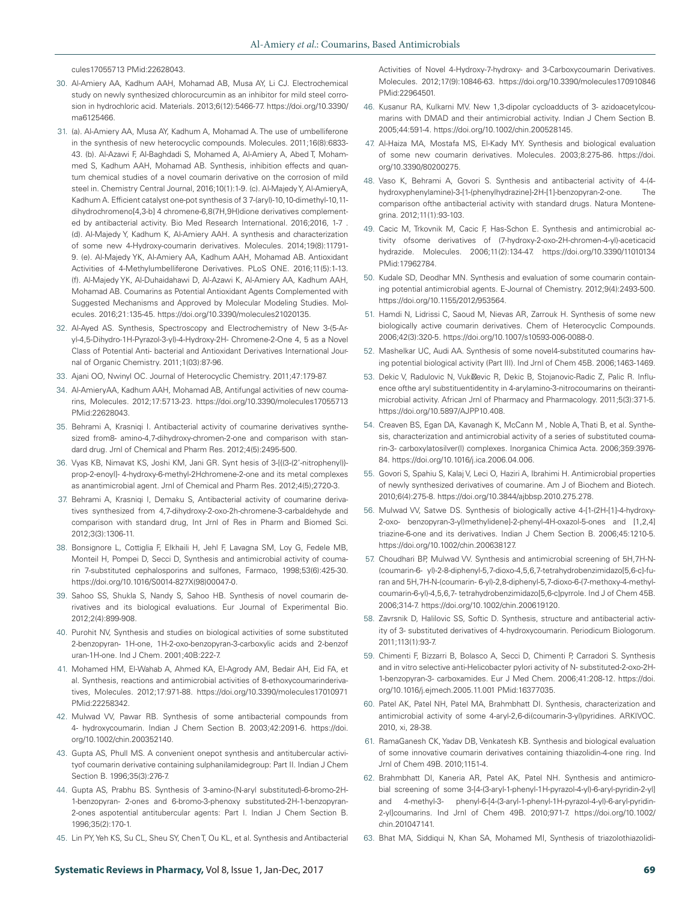cules17055713 PMid:22628043.

30. Al-Amiery AA, Kadhum AAH, Mohamad AB, Musa AY, Li CJ. Electrochemical study on newly synthesized chlorocurcumin as an inhibitor for mild steel corrosion in hydrochloric acid. Materials. 2013;6(12):5466-77. https://doi.org/10.3390/ma6125466.

31. (a). Al-Amiery AA, Musa AY, Kadhum A, Mohamad A. The use of umbelliferone in the synthesis of new heterocyclic compounds. Molecules. 2011;16(8):6833-43. (b). Al-Azawi F, Al-Baghdadi S, Mohamed A, Al-Amiery A, Abed T, Mohammed S, Kadhum AAH, Mohamad AB. Synthesis, inhibition effects and quantum chemical studies of a novel coumarin derivative on the corrosion of mild steel in. Chemistry Central Journal, 2016;10(1):1-9. (c). Al-Majedy Y, Al-AmieryA, Kadhum A. Efficient catalyst one-pot synthesis of 3 7-(aryl)-10,10-dimethyl-10,11-dihydrochromeno[4,3-b] 4 chromene-6,8(7H,9H)dione derivatives complemented by antibacterial activity. Bio Med Research International. 2016;2016, 1-7 . (d). Al-Majedy Y, Kadhum K, Al-Amiery AAH. A synthesis and characterization of some new 4-Hydroxy-coumarin derivatives. Molecules. 2014;19(8):11791-9. (e). Al-Majedy YK, Al-Amiery AA, Kadhum AAH, Mohamad AB. Antioxidant Activities of 4-Methylumbelliferone Derivatives. PLoS ONE. 2016;11(5):1-13. (f). Al-Majedy YK, Al-Duhaidahawi D, Al-Azawi K, Al-Amiery AA, Kadhum AAH, Mohamad AB. Coumarins as Potential Antioxidant Agents Complemented with Suggested Mechanisms and Approved by Molecular Modeling Studies. Molecules. 2016;21:135-45. https://doi.org/10.3390/molecules21020135.

32. Al-Ayed AS. Synthesis, Spectroscopy and Electrochemistry of New 3-(5-Aryl-4,5-Dihydro-1H-Pyrazol-3-yl)-4-Hydroxy-2H- Chromene-2-One 4, 5 as a Novel Class of Potential Anti- bacterial and Antioxidant Derivatives International Journal of Organic Chemistry. 2011;1(03):87-96.

33. Ajani OO, Nwinyl OC. Journal of Heterocyclic Chemistry. 2011;47:179-87.

34. Al-AmieryAA, Kadhum AAH, Mohamad AB, Antifungal activities of new coumarins, Molecules. 2012;17:5713-23. https://doi.org/10.3390/molecules17055713 PMid:22628043.

35. Behrami A, Krasniqi I. Antibacterial activity of coumarine derivatives synthesized from8- amino-4,7-dihydroxy-chromen-2-one and comparison with standard drug. Jrnl of Chemical and Pharm Res. 2012;4(5):2495-500.

36. Vyas KB, Nimavat KS, Joshi KM, Jani GR. Synt hesis of 3-[((3-(2'-nitrophenyl))-prop-2-enoyl]- 4-hydroxy-6-methyl-2Hchromene-2-one and its metal complexes as anantimicrobial agent. Jrnl of Chemical and Pharm Res. 2012;4(5);2720-3.

37. Behrami A, Krasniqi I, Demaku S, Antibacterial activity of coumarine derivatives synthesized from 4,7-dihydroxy-2-oxo-2h-chromene-3-carbaldehyde and comparison with standard drug, Int Jrnl of Res in Pharm and Biomed Sci. 2012;3(3):1306-11.

38. Bonsignore L, Cottiglia F, Elkhaili H, Jehl F, Lavagna SM, Loy G, Fedele MB, Monteil H, Pompei D, Secci D, Synthesis and antimicrobial activity of coumarin 7-substituted cephalosporins and sulfones, Farmaco, 1998;53(6):425-30. https://doi.org/10.1016/S0014-827X(98)00047-0.

39. Sahoo SS, Shukla S, Nandy S, Sahoo HB. Synthesis of novel coumarin derivatives and its biological evaluations. Eur Journal of Experimental Bio. 2012;2(4):899-908.

40. Purohit NV, Synthesis and studies on biological activities of some substituted 2-benzopyran- 1H-one, 1H-2-oxo-benzopyran-3-carboxylic acids and 2-benzofuran-1H-one. Ind J Chem. 2001;40B:222-7.

41. Mohamed HM, El-Wahab A, Ahmed KA, El-Agrody AM, Bedair AH, Eid FA, et al. Synthesis, reactions and antimicrobial activities of 8-ethoxycoumarinderivatives, Molecules. 2012;17:971-88. https://doi.org/10.3390/molecules17010971 PMid:22258342.

42. Mulwad VV, Pawar RB. Synthesis of some antibacterial compounds from 4- hydroxycoumarin. Indian J Chem Section B. 2003;42:2091-6. https://doi.org/10.1002/chin.200352140.

43. Gupta AS, Phull MS. A convenient onepot synthesis and antitubercular activityof coumarin derivative containing sulphanilamidegroup: Part II. Indian J Chem Section B. 1996;35(3):276-7.

44. Gupta AS, Prabhu BS. Synthesis of 3-amino-(N-aryl substituted)-6-bromo-2H-1-benzopyran- 2-ones and 6-bromo-3-phenoxy substituted-2H-1-benzopyran-2-ones aspotential antitubercular agents: Part I. Indian J Chem Section B. 1996;35(2):170-1.

45. Lin PY, Yeh KS, Su CL, Sheu SY, Chen T, Ou KL, et al. Synthesis and Antibacterial Activities of Novel 4-Hydroxy-7-hydroxy- and 3-Carboxycoumarin Derivatives. Molecules. 2012;17(9):10846-63. https://doi.org/10.3390/molecules170910846 PMid:22964501.

46. Kusanur RA, Kulkarni MV. New 1,3-dipolar cycloadducts of 3- azidoacetylcoumarins with DMAD and their antimicrobial activity. Indian J Chem Section B. 2005;44:591-4. https://doi.org/10.1002/chin.200528145.

47. Al-Haiza MA, Mostafa MS, El-Kady MY. Synthesis and biological evaluation of some new coumarin derivatives. Molecules. 2003;8:275-86. https://doi.org/10.3390/80200275.

48. Vaso K, Behrami A, Govori S. Synthesis and antibacterial activity of 4-(4-hydroxyphenylamine)-3-[1-(phenylhydrazine]-2H-[1]-benzopyran-2-one. The comparison ofthe antibacterial activity with standard drugs. Natura Montenegrina. 2012;11(1):93-103.

49. Cacic M, Trkovnik M, Cacic F, Has-Schon E. Synthesis and antimicrobial activity ofsome derivatives of (7-hydroxy-2-oxo-2H-chromen-4-yl)-aceticacid hydrazide. Molecules. 2006;11(2):134-47. https://doi.org/10.3390/11010134 PMid:17962784.

50. Kudale SD, Deodhar MN. Synthesis and evaluation of some coumarin containing potential antimicrobial agents. E-Journal of Chemistry. 2012;9(4):2493-500. https://doi.org/10.1155/2012/953564.

51. Hamdi N, Lidrissi C, Saoud M, Nievas AR, Zarrouk H. Synthesis of some new biologically active coumarin derivatives. Chem of Heterocyclic Compounds. 2006;42(3):320-5. https://doi.org/10.1007/s10593-006-0088-0.

52. Mashelkar UC, Audi AA. Synthesis of some novel4-substituted coumarins having potential biological activity (Part III). Ind Jrnl of Chem 45B. 2006;1463-1469.

53. Dekic V, Radulovic N, Vuki�evic R, Dekic B, Stojanovic-Radic Z, Palic R. Influence ofthe aryl substituentidentity in 4-arylamino-3-nitrocoumarins on theirantimicrobial activity. African Jrnl of Pharmacy and Pharmacology. 2011;5(3):371-5. https://doi.org/10.5897/AJPP10.408.

54. Creaven BS, Egan DA, Kavanagh K, McCann M , Noble A, Thati B, et al. Synthesis, characterization and antimicrobial activity of a series of substituted coumarin-3- carboxylatosilver(I) complexes. Inorganica Chimica Acta. 2006;359:3976-84. https://doi.org/10.1016/j.ica.2006.04.006.

55. Govori S, Spahiu S, Kalaj V, Leci O, Haziri A, Ibrahimi H. Antimicrobial properties of newly synthesized derivatives of coumarine. Am J of Biochem and Biotech. 2010;6(4):275-8. https://doi.org/10.3844/ajbbsp.2010.275.278.

56. Mulwad VV, Satwe DS. Synthesis of biologically active 4-[1-(2H-[1]-4-hydroxy-2-oxo- benzopyran-3-yl)methylidene]-2-phenyl-4H-oxazol-5-ones and [1,2,4] triazine-6-one and its derivatives. Indian J Chem Section B. 2006;45:1210-5. https://doi.org/10.1002/chin.200638127.

57. Choudhari BP, Mulwad VV. Synthesis and antimicrobial screening of 5H,7H-N-(coumarin-6- yl)-2-8-diphenyl-5,7-dioxo-4,5,6,7-tetrahydrobenzimidazo[5,6-c]-furan and 5H,7H-N-(coumarin- 6-yl)-2,8-diphenyl-5,7-dioxo-6-(7-methoxy-4-methylcoumarin-6-yl)-4,5,6,7- tetrahydrobenzimidazo[5,6-c]pyrrole. Ind J of Chem 45B. 2006;314-7. https://doi.org/10.1002/chin.200619120.

58. Zavrsnik D, Halilovic SS, Softic D. Synthesis, structure and antibacterial activity of 3- substituted derivatives of 4-hydroxycoumarin. Periodicum Biologorum. 2011;113(1):93-7.

59. Chimenti F, Bizzarri B, Bolasco A, Secci D, Chimenti P, Carradori S. Synthesis and in vitro selective anti-Helicobacter pylori activity of N- substituted-2-oxo-2H-1-benzopyran-3- carboxamides. Eur J Med Chem. 2006;41:208-12. https://doi.org/10.1016/j.ejmech.2005.11.001 PMid:16377035.

60. Patel AK, Patel NH, Patel MA, Brahmbhatt DI. Synthesis, characterization and antimicrobial activity of some 4-aryl-2,6-di(coumarin-3-yl)pyridines. ARKIVOC. 2010, xi, 28-38.

61. RamaGanesh CK, Yadav DB, Venkatesh KB. Synthesis and biological evaluation of some innovative coumarin derivatives containing thiazolidin-4-one ring. Ind Jrnl of Chem 49B. 2010;1151-4.

62. Brahmbhatt DI, Kaneria AR, Patel AK, Patel NH. Synthesis and antimicrobial screening of some 3-[4-(3-aryl-1-phenyl-1H-pyrazol-4-yl)-6-aryl-pyridin-2-yl] and 4-methyl-3- phenyl-6-[4-(3-aryl-1-phenyl-1H-pyrazol-4-yl)-6-aryl-pyridin-2-yl]coumarins. Ind Jrnl of Chem 49B. 2010;971-7. https://doi.org/10.1002/chin.201047141.

63. Bhat MA, Siddiqui N, Khan SA, Mohamed MI, Synthesis of triazolothiazolidi-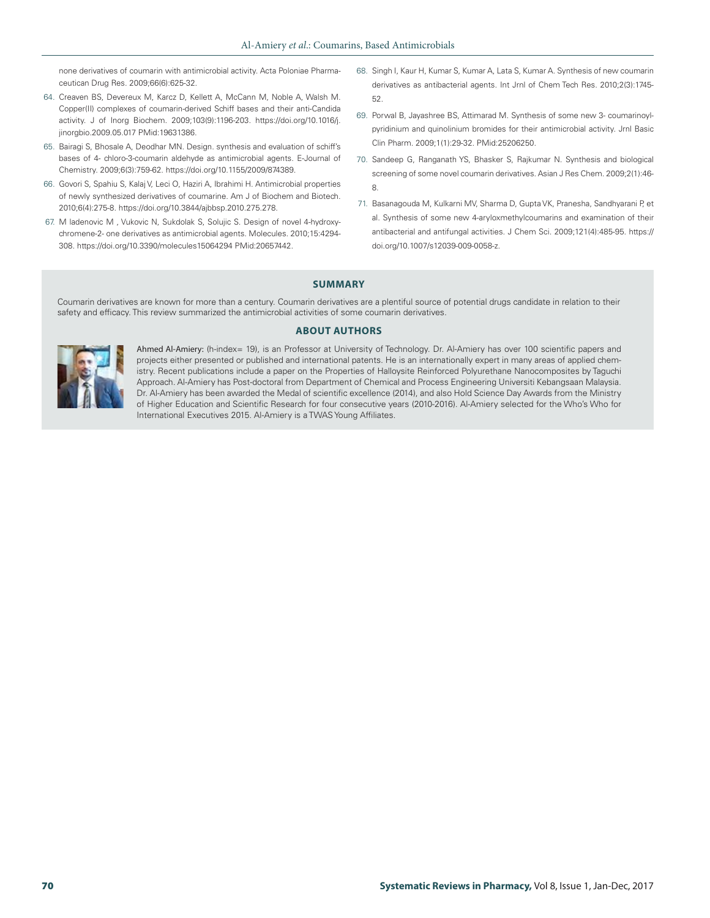none derivatives of coumarin with antimicrobial activity. Acta Poloniae Pharmaceutican Drug Res. 2009;66(6):625-32.

64. Creaven BS, Devereux M, Karcz D, Kellett A, McCann M, Noble A, Walsh M. Copper(II) complexes of coumarin-derived Schiff bases and their anti-Candida activity. J of Inorg Biochem. 2009;103(9):1196-203. https://doi.org/10.1016/j.jinorgbio.2009.05.017 PMid:19631386.
65. Bairagi S, Bhosale A, Deodhar MN. Design. synthesis and evaluation of schiff's bases of 4- chloro-3-coumarin aldehyde as antimicrobial agents. E-Journal of Chemistry. 2009;6(3):759-62. https://doi.org/10.1155/2009/874389.
66. Govori S, Spahiu S, Kalaj V, Leci O, Haziri A, Ibrahimi H. Antimicrobial properties of newly synthesized derivatives of coumarine. Am J of Biochem and Biotech. 2010;6(4):275-8. https://doi.org/10.3844/ajbbsp.2010.275.278.
67. M ladenovic M , Vukovic N, Sukdolak S, Solujic S. Design of novel 4-hydroxy-chromene-2- one derivatives as antimicrobial agents. Molecules. 2010;15:4294-308. https://doi.org/10.3390/molecules15064294 PMid:20657442.
68. Singh I, Kaur H, Kumar S, Kumar A, Lata S, Kumar A. Synthesis of new coumarin derivatives as antibacterial agents. Int Jrnl of Chem Tech Res. 2010;2(3):1745-52.
69. Porwal B, Jayashree BS, Attimarad M. Synthesis of some new 3- coumarinoyl-pyridinium and quinolinium bromides for their antimicrobial activity. Jrnl Basic Clin Pharm. 2009;1(1):29-32. PMid:25206250.
70. Sandeep G, Ranganath YS, Bhasker S, Rajkumar N. Synthesis and biological screening of some novel coumarin derivatives. Asian J Res Chem. 2009;2(1):46-8.
71. Basanagouda M, Kulkarni MV, Sharma D, Gupta VK, Pranesha, Sandhyarani P, et al. Synthesis of some new 4-aryloxmethylcoumarins and examination of their antibacterial and antifungal activities. J Chem Sci. 2009;121(4):485-95. https://doi.org/10.1007/s12039-009-0058-z.

## SUMMARY

Coumarin derivatives are known for more than a century. Coumarin derivatives are a plentiful source of potential drugs candidate in relation to their safety and efficacy. This review summarized the antimicrobial activities of some coumarin derivatives.

## ABOUT AUTHORS

Ahmed Al-Amiery: (h-index= 19), is an Professor at University of Technology. Dr. Al-Amiery has over 100 scientific papers and projects either presented or published and international patents. He is an internationally expert in many areas of applied chemistry. Recent publications include a paper on the Properties of Halloysite Reinforced Polyurethane Nanocomposites by Taguchi Approach. Al-Amiery has Post-doctoral from Department of Chemical and Process Engineering Universiti Kebangsaan Malaysia. Dr. Al-Amiery has been awarded the Medal of scientific excellence (2014), and also Hold Science Day Awards from the Ministry of Higher Education and Scientific Research for four consecutive years (2010-2016). Al-Amiery selected for the Who's Who for International Executives 2015. Al-Amiery is a TWAS Young Affiliates.